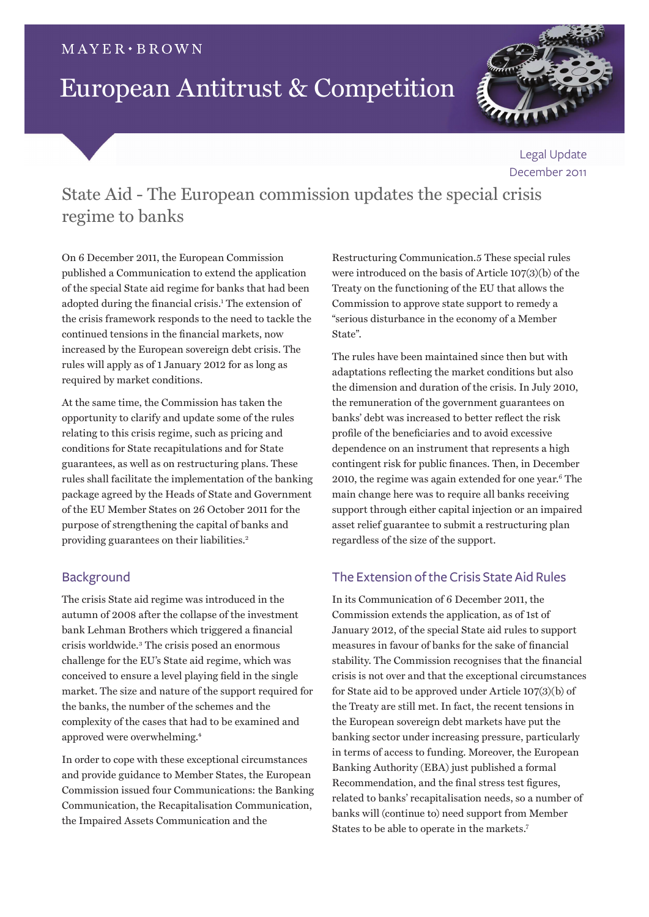MAYER • BROWN

# European Antitrust & Competition

Legal Update
December 2011

## State Aid - The European commission updates the special crisis regime to banks

On 6 December 2011, the European Commission published a Communication to extend the application of the special State aid regime for banks that had been adopted during the financial crisis.[1] The extension of the crisis framework responds to the need to tackle the continued tensions in the financial markets, now increased by the European sovereign debt crisis. The rules will apply as of 1 January 2012 for as long as required by market conditions.

At the same time, the Commission has taken the opportunity to clarify and update some of the rules relating to this crisis regime, such as pricing and conditions for State recapitulations and for State guarantees, as well as on restructuring plans. These rules shall facilitate the implementation of the banking package agreed by the Heads of State and Government of the EU Member States on 26 October 2011 for the purpose of strengthening the capital of banks and providing guarantees on their liabilities.[2]

### Background

The crisis State aid regime was introduced in the autumn of 2008 after the collapse of the investment bank Lehman Brothers which triggered a financial crisis worldwide.[3] The crisis posed an enormous challenge for the EU's State aid regime, which was conceived to ensure a level playing field in the single market. The size and nature of the support required for the banks, the number of the schemes and the complexity of the cases that had to be examined and approved were overwhelming.[4]

In order to cope with these exceptional circumstances and provide guidance to Member States, the European Commission issued four Communications: the Banking Communication, the Recapitalisation Communication, the Impaired Assets Communication and the Restructuring Communication.5 These special rules were introduced on the basis of Article 107(3)(b) of the Treaty on the functioning of the EU that allows the Commission to approve state support to remedy a "serious disturbance in the economy of a Member State".

The rules have been maintained since then but with adaptations reflecting the market conditions but also the dimension and duration of the crisis. In July 2010, the remuneration of the government guarantees on banks' debt was increased to better reflect the risk profile of the beneficiaries and to avoid excessive dependence on an instrument that represents a high contingent risk for public finances. Then, in December 2010, the regime was again extended for one year.[6] The main change here was to require all banks receiving support through either capital injection or an impaired asset relief guarantee to submit a restructuring plan regardless of the size of the support.

### The Extension of the Crisis State Aid Rules

In its Communication of 6 December 2011, the Commission extends the application, as of 1st of January 2012, of the special State aid rules to support measures in favour of banks for the sake of financial stability. The Commission recognises that the financial crisis is not over and that the exceptional circumstances for State aid to be approved under Article 107(3)(b) of the Treaty are still met. In fact, the recent tensions in the European sovereign debt markets have put the banking sector under increasing pressure, particularly in terms of access to funding. Moreover, the European Banking Authority (EBA) just published a formal Recommendation, and the final stress test figures, related to banks' recapitalisation needs, so a number of banks will (continue to) need support from Member States to be able to operate in the markets.[7]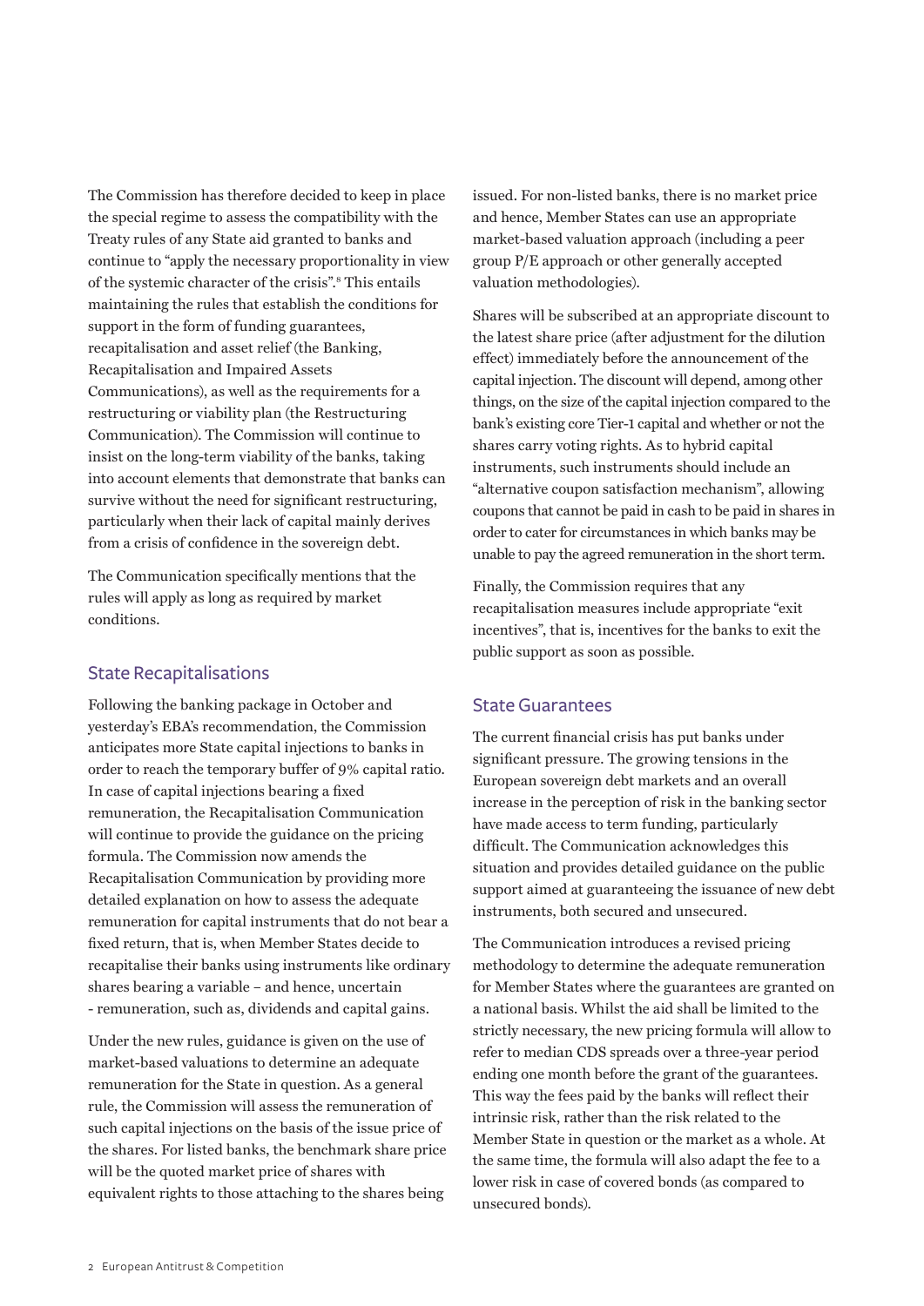The Commission has therefore decided to keep in place the special regime to assess the compatibility with the Treaty rules of any State aid granted to banks and continue to "apply the necessary proportionality in view of the systemic character of the crisis".[8] This entails maintaining the rules that establish the conditions for support in the form of funding guarantees, recapitalisation and asset relief (the Banking, Recapitalisation and Impaired Assets Communications), as well as the requirements for a restructuring or viability plan (the Restructuring Communication). The Commission will continue to insist on the long-term viability of the banks, taking into account elements that demonstrate that banks can survive without the need for significant restructuring, particularly when their lack of capital mainly derives from a crisis of confidence in the sovereign debt.

The Communication specifically mentions that the rules will apply as long as required by market conditions.

## State Recapitalisations

Following the banking package in October and yesterday's EBA's recommendation, the Commission anticipates more State capital injections to banks in order to reach the temporary buffer of 9% capital ratio. In case of capital injections bearing a fixed remuneration, the Recapitalisation Communication will continue to provide the guidance on the pricing formula. The Commission now amends the Recapitalisation Communication by providing more detailed explanation on how to assess the adequate remuneration for capital instruments that do not bear a fixed return, that is, when Member States decide to recapitalise their banks using instruments like ordinary shares bearing a variable – and hence, uncertain - remuneration, such as, dividends and capital gains.

Under the new rules, guidance is given on the use of market-based valuations to determine an adequate remuneration for the State in question. As a general rule, the Commission will assess the remuneration of such capital injections on the basis of the issue price of the shares. For listed banks, the benchmark share price will be the quoted market price of shares with equivalent rights to those attaching to the shares being issued. For non-listed banks, there is no market price and hence, Member States can use an appropriate market-based valuation approach (including a peer group P/E approach or other generally accepted valuation methodologies).

Shares will be subscribed at an appropriate discount to the latest share price (after adjustment for the dilution effect) immediately before the announcement of the capital injection. The discount will depend, among other things, on the size of the capital injection compared to the bank's existing core Tier-1 capital and whether or not the shares carry voting rights. As to hybrid capital instruments, such instruments should include an "alternative coupon satisfaction mechanism", allowing coupons that cannot be paid in cash to be paid in shares in order to cater for circumstances in which banks may be unable to pay the agreed remuneration in the short term.

Finally, the Commission requires that any recapitalisation measures include appropriate "exit incentives", that is, incentives for the banks to exit the public support as soon as possible.

## State Guarantees

The current financial crisis has put banks under significant pressure. The growing tensions in the European sovereign debt markets and an overall increase in the perception of risk in the banking sector have made access to term funding, particularly difficult. The Communication acknowledges this situation and provides detailed guidance on the public support aimed at guaranteeing the issuance of new debt instruments, both secured and unsecured.

The Communication introduces a revised pricing methodology to determine the adequate remuneration for Member States where the guarantees are granted on a national basis. Whilst the aid shall be limited to the strictly necessary, the new pricing formula will allow to refer to median CDS spreads over a three-year period ending one month before the grant of the guarantees. This way the fees paid by the banks will reflect their intrinsic risk, rather than the risk related to the Member State in question or the market as a whole. At the same time, the formula will also adapt the fee to a lower risk in case of covered bonds (as compared to unsecured bonds).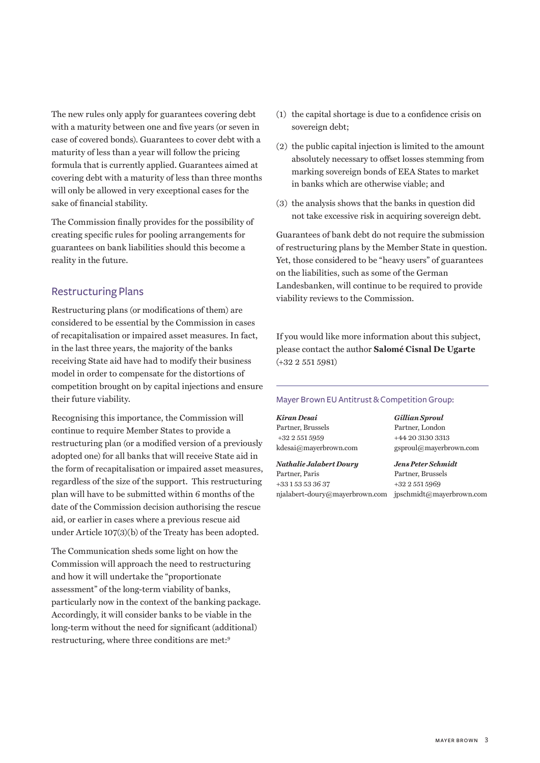The new rules only apply for guarantees covering debt with a maturity between one and five years (or seven in case of covered bonds). Guarantees to cover debt with a maturity of less than a year will follow the pricing formula that is currently applied. Guarantees aimed at covering debt with a maturity of less than three months will only be allowed in very exceptional cases for the sake of financial stability.

The Commission finally provides for the possibility of creating specific rules for pooling arrangements for guarantees on bank liabilities should this become a reality in the future.

## Restructuring Plans

Restructuring plans (or modifications of them) are considered to be essential by the Commission in cases of recapitalisation or impaired asset measures. In fact, in the last three years, the majority of the banks receiving State aid have had to modify their business model in order to compensate for the distortions of competition brought on by capital injections and ensure their future viability.

Recognising this importance, the Commission will continue to require Member States to provide a restructuring plan (or a modified version of a previously adopted one) for all banks that will receive State aid in the form of recapitalisation or impaired asset measures, regardless of the size of the support. This restructuring plan will have to be submitted within 6 months of the date of the Commission decision authorising the rescue aid, or earlier in cases where a previous rescue aid under Article 107(3)(b) of the Treaty has been adopted.

The Communication sheds some light on how the Commission will approach the need to restructuring and how it will undertake the "proportionate assessment" of the long-term viability of banks, particularly now in the context of the banking package. Accordingly, it will consider banks to be viable in the long-term without the need for significant (additional) restructuring, where three conditions are met:[9]

(1) the capital shortage is due to a confidence crisis on sovereign debt;

(2) the public capital injection is limited to the amount absolutely necessary to offset losses stemming from marking sovereign bonds of EEA States to market in banks which are otherwise viable; and

(3) the analysis shows that the banks in question did not take excessive risk in acquiring sovereign debt.

Guarantees of bank debt do not require the submission of restructuring plans by the Member State in question. Yet, those considered to be "heavy users" of guarantees on the liabilities, such as some of the German Landesbanken, will continue to be required to provide viability reviews to the Commission.

If you would like more information about this subject, please contact the author **Salomé Cisnal De Ugarte** (+32 2 551 5981)

Mayer Brown EU Antitrust & Competition Group:

***Kiran Desai***
Partner, Brussels
+32 2 551 5959
kdesai@mayerbrown.com

***Nathalie Jalabert Doury***
Partner, Paris
+33 1 53 53 36 37
njalabert-doury@mayerbrown.com

***Gillian Sproul***
Partner, London
+44 20 3130 3313
gsproul@mayerbrown.com

***Jens Peter Schmidt***
Partner, Brussels
+32 2 551 5969
jpschmidt@mayerbrown.com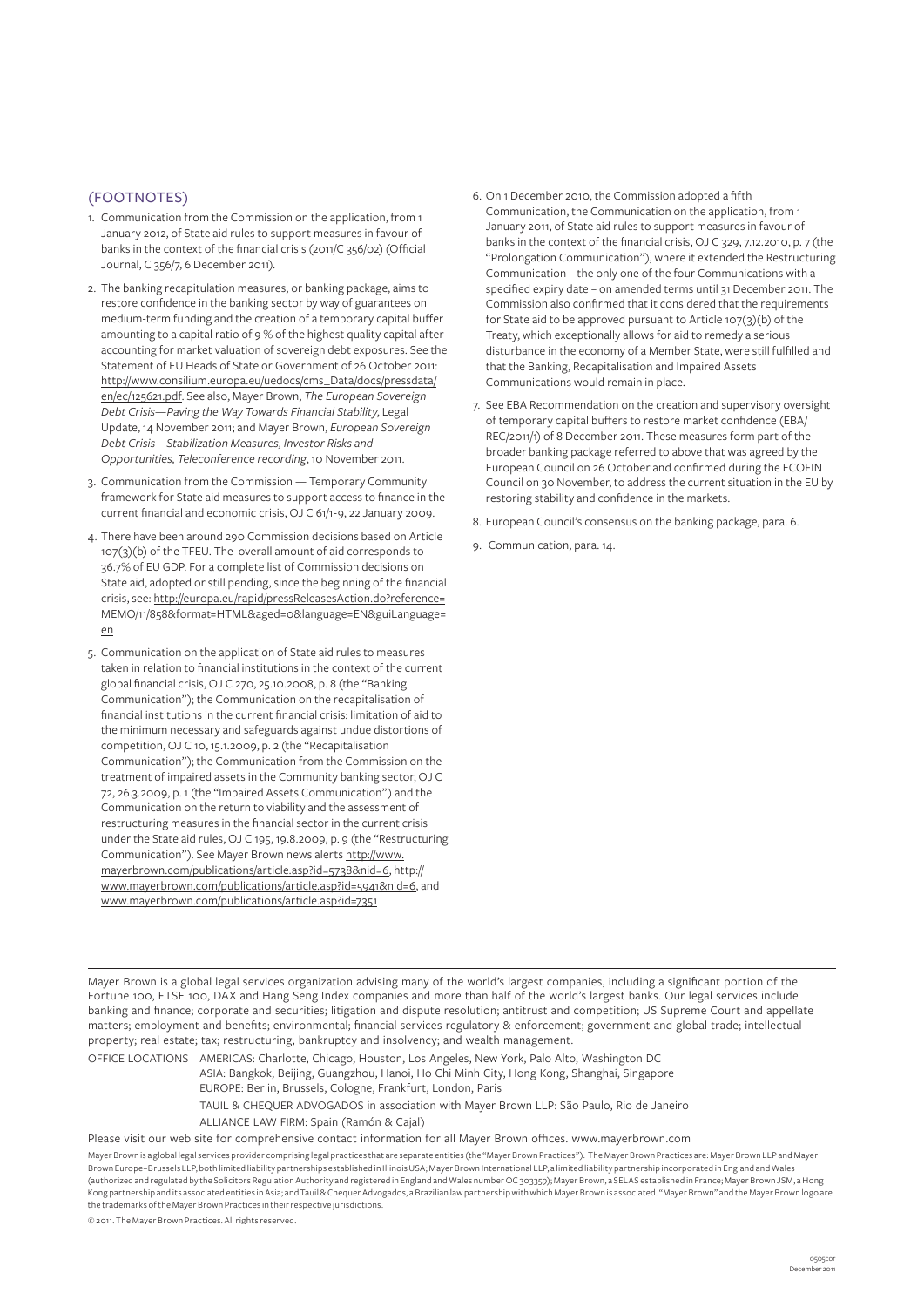## (FOOTNOTES)

1. Communication from the Commission on the application, from 1 January 2012, of State aid rules to support measures in favour of banks in the context of the financial crisis (2011/C 356/02) (Official Journal, C 356/7, 6 December 2011).

2. The banking recapitulation measures, or banking package, aims to restore confidence in the banking sector by way of guarantees on medium-term funding and the creation of a temporary capital buffer amounting to a capital ratio of 9 % of the highest quality capital after accounting for market valuation of sovereign debt exposures. See the Statement of EU Heads of State or Government of 26 October 2011: http://www.consilium.europa.eu/uedocs/cms_Data/docs/pressdata/en/ec/125621.pdf. See also, Mayer Brown, *The European Sovereign Debt Crisis—Paving the Way Towards Financial Stability*, Legal Update, 14 November 2011; and Mayer Brown, *European Sovereign Debt Crisis—Stabilization Measures, Investor Risks and Opportunities, Teleconference recording*, 10 November 2011.

3. Communication from the Commission — Temporary Community framework for State aid measures to support access to finance in the current financial and economic crisis, OJ C 61/1-9, 22 January 2009.

4. There have been around 290 Commission decisions based on Article 107(3)(b) of the TFEU. The overall amount of aid corresponds to 36.7% of EU GDP. For a complete list of Commission decisions on State aid, adopted or still pending, since the beginning of the financial crisis, see: http://europa.eu/rapid/pressReleasesAction.do?reference=MEMO/11/858&format=HTML&aged=0&language=EN&guiLanguage=en

5. Communication on the application of State aid rules to measures taken in relation to financial institutions in the context of the current global financial crisis, OJ C 270, 25.10.2008, p. 8 (the "Banking Communication"); the Communication on the recapitalisation of financial institutions in the current financial crisis: limitation of aid to the minimum necessary and safeguards against undue distortions of competition, OJ C 10, 15.1.2009, p. 2 (the "Recapitalisation Communication"); the Communication from the Commission on the treatment of impaired assets in the Community banking sector, OJ C 72, 26.3.2009, p. 1 (the "Impaired Assets Communication") and the Communication on the return to viability and the assessment of restructuring measures in the financial sector in the current crisis under the State aid rules, OJ C 195, 19.8.2009, p. 9 (the "Restructuring Communication"). See Mayer Brown news alerts http://www.mayerbrown.com/publications/article.asp?id=5738&nid=6, http://www.mayerbrown.com/publications/article.asp?id=5941&nid=6, and www.mayerbrown.com/publications/article.asp?id=7351

6. On 1 December 2010, the Commission adopted a fifth Communication, the Communication on the application, from 1 January 2011, of State aid rules to support measures in favour of banks in the context of the financial crisis, OJ C 329, 7.12.2010, p. 7 (the "Prolongation Communication"), where it extended the Restructuring Communication – the only one of the four Communications with a specified expiry date – on amended terms until 31 December 2011. The Commission also confirmed that it considered that the requirements for State aid to be approved pursuant to Article 107(3)(b) of the Treaty, which exceptionally allows for aid to remedy a serious disturbance in the economy of a Member State, were still fulfilled and that the Banking, Recapitalisation and Impaired Assets Communications would remain in place.

7. See EBA Recommendation on the creation and supervisory oversight of temporary capital buffers to restore market confidence (EBA/REC/2011/1) of 8 December 2011. These measures form part of the broader banking package referred to above that was agreed by the European Council on 26 October and confirmed during the ECOFIN Council on 30 November, to address the current situation in the EU by restoring stability and confidence in the markets.

8. European Council's consensus on the banking package, para. 6.

9. Communication, para. 14.

---

Mayer Brown is a global legal services organization advising many of the world's largest companies, including a significant portion of the Fortune 100, FTSE 100, DAX and Hang Seng Index companies and more than half of the world's largest banks. Our legal services include banking and finance; corporate and securities; litigation and dispute resolution; antitrust and competition; US Supreme Court and appellate matters; employment and benefits; environmental; financial services regulatory & enforcement; government and global trade; intellectual property; real estate; tax; restructuring, bankruptcy and insolvency; and wealth management.

OFFICE LOCATIONS AMERICAS: Charlotte, Chicago, Houston, Los Angeles, New York, Palo Alto, Washington DC
ASIA: Bangkok, Beijing, Guangzhou, Hanoi, Ho Chi Minh City, Hong Kong, Shanghai, Singapore
EUROPE: Berlin, Brussels, Cologne, Frankfurt, London, Paris
TAUIL & CHEQUER ADVOGADOS in association with Mayer Brown LLP: São Paulo, Rio de Janeiro
ALLIANCE LAW FIRM: Spain (Ramón & Cajal)

Please visit our web site for comprehensive contact information for all Mayer Brown offices. www.mayerbrown.com

Mayer Brown is a global legal services provider comprising legal practices that are separate entities (the "Mayer Brown Practices"). The Mayer Brown Practices are: Mayer Brown LLP and Mayer Brown Europe–Brussels LLP, both limited liability partnerships established in Illinois USA; Mayer Brown International LLP, a limited liability partnership incorporated in England and Wales (authorized and regulated by the Solicitors Regulation Authority and registered in England and Wales number OC 303359); Mayer Brown, a SELAS established in France; Mayer Brown JSM, a Hong Kong partnership and its associated entities in Asia; and Tauil & Chequer Advogados, a Brazilian law partnership with which Mayer Brown is associated. "Mayer Brown" and the Mayer Brown logo are the trademarks of the Mayer Brown Practices in their respective jurisdictions.

© 2011. The Mayer Brown Practices. All rights reserved.

0505cor
December 2011